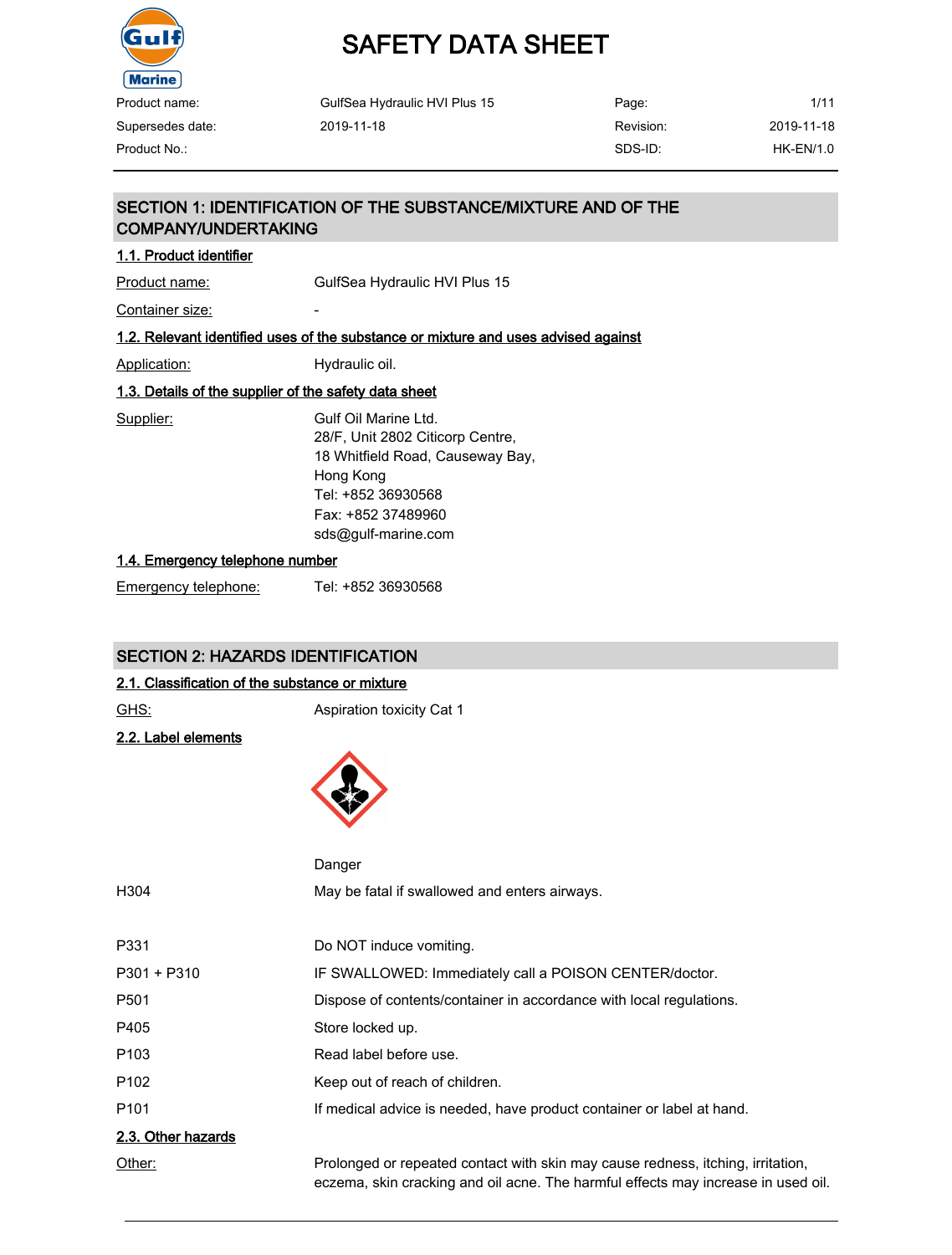# SAFETY DATA SHEET

| Product name: | GulfSea Hydraulic HVI Plus 15 | Page: | 1/11 |
|---|---|---|---|
| Supersedes date: | 2019-11-18 | Revision: | 2019-11-18 |
| Product No.: | | SDS-ID: | HK-EN/1.0 |

## SECTION 1: IDENTIFICATION OF THE SUBSTANCE/MIXTURE AND OF THE COMPANY/UNDERTAKING

### 1.1. Product identifier

Product name: GulfSea Hydraulic HVI Plus 15

Container size: -

### 1.2. Relevant identified uses of the substance or mixture and uses advised against

Application: Hydraulic oil.

### 1.3. Details of the supplier of the safety data sheet

Supplier:
Gulf Oil Marine Ltd.
28/F, Unit 2802 Citicorp Centre,
18 Whitfield Road, Causeway Bay,
Hong Kong
Tel: +852 36930568
Fax: +852 37489960
sds@gulf-marine.com

### 1.4. Emergency telephone number

Emergency telephone: Tel: +852 36930568

## SECTION 2: HAZARDS IDENTIFICATION

### 2.1. Classification of the substance or mixture

GHS: Aspiration toxicity Cat 1

### 2.2. Label elements

Danger

| | |
|---|---|
| H304 | May be fatal if swallowed and enters airways. |
| P331 | Do NOT induce vomiting. |
| P301 + P310 | IF SWALLOWED: Immediately call a POISON CENTER/doctor. |
| P501 | Dispose of contents/container in accordance with local regulations. |
| P405 | Store locked up. |
| P103 | Read label before use. |
| P102 | Keep out of reach of children. |
| P101 | If medical advice is needed, have product container or label at hand. |

### 2.3. Other hazards

Other: Prolonged or repeated contact with skin may cause redness, itching, irritation, eczema, skin cracking and oil acne. The harmful effects may increase in used oil.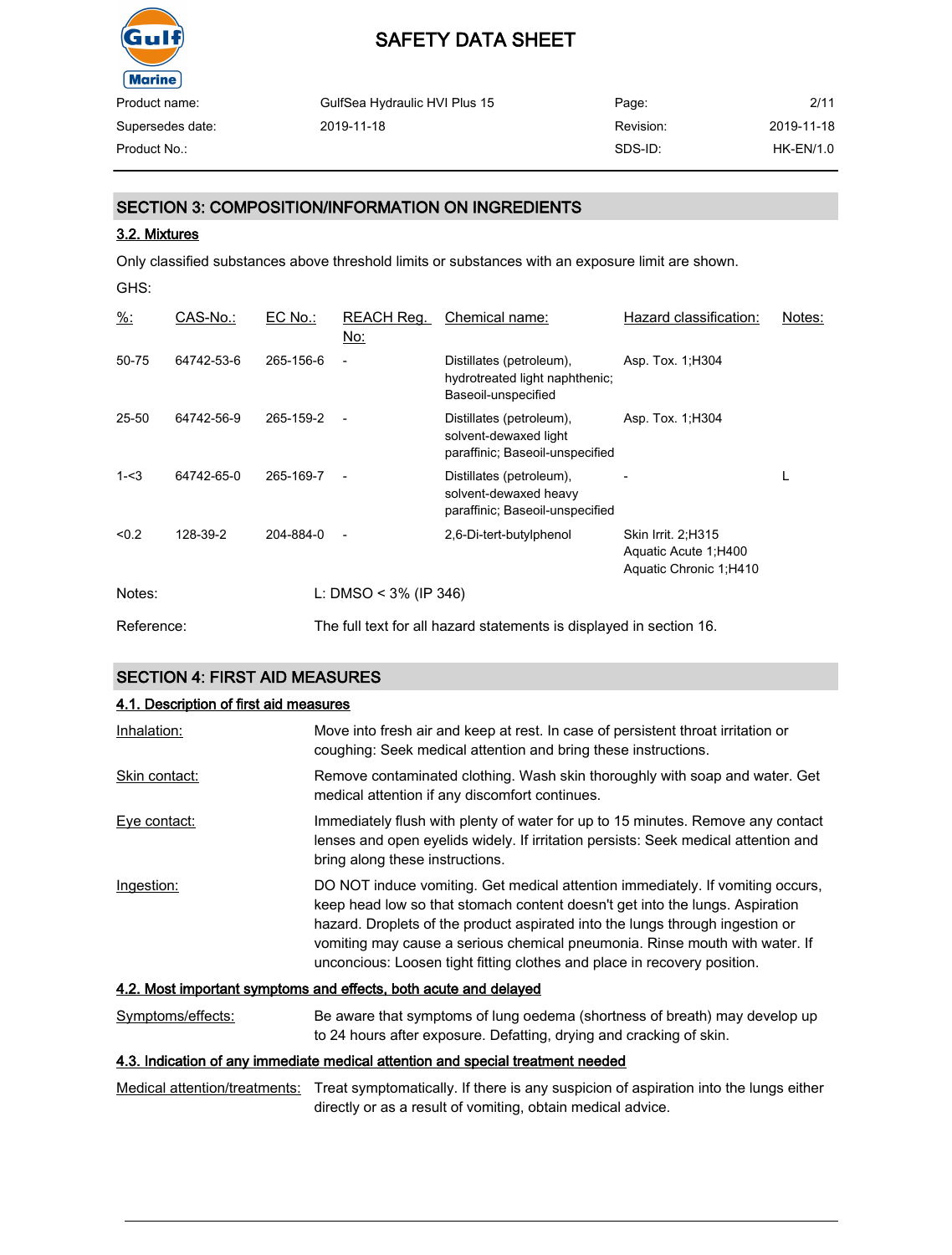## SECTION 3: COMPOSITION/INFORMATION ON INGREDIENTS

### 3.2. Mixtures

Only classified substances above threshold limits or substances with an exposure limit are shown.

GHS:

| %: | CAS-No.: | EC No.: | REACH Reg. No: | Chemical name: | Hazard classification: | Notes: |
|---|---|---|---|---|---|---|
| 50-75 | 64742-53-6 | 265-156-6 | - | Distillates (petroleum), hydrotreated light naphthenic; Baseoil-unspecified | Asp. Tox. 1;H304 | |
| 25-50 | 64742-56-9 | 265-159-2 | - | Distillates (petroleum), solvent-dewaxed light paraffinic; Baseoil-unspecified | Asp. Tox. 1;H304 | |
| 1-<3 | 64742-65-0 | 265-169-7 | - | Distillates (petroleum), solvent-dewaxed heavy paraffinic; Baseoil-unspecified | - | L |
| <0.2 | 128-39-2 | 204-884-0 | - | 2,6-Di-tert-butylphenol | Skin Irrit. 2;H315<br>Aquatic Acute 1;H400<br>Aquatic Chronic 1;H410 | |

Notes: L: DMSO < 3% (IP 346)

Reference: The full text for all hazard statements is displayed in section 16.

## SECTION 4: FIRST AID MEASURES

### 4.1. Description of first aid measures

Inhalation: Move into fresh air and keep at rest. In case of persistent throat irritation or coughing: Seek medical attention and bring these instructions.

Skin contact: Remove contaminated clothing. Wash skin thoroughly with soap and water. Get medical attention if any discomfort continues.

Eye contact: Immediately flush with plenty of water for up to 15 minutes. Remove any contact lenses and open eyelids widely. If irritation persists: Seek medical attention and bring along these instructions.

Ingestion: DO NOT induce vomiting. Get medical attention immediately. If vomiting occurs, keep head low so that stomach content doesn't get into the lungs. Aspiration hazard. Droplets of the product aspirated into the lungs through ingestion or vomiting may cause a serious chemical pneumonia. Rinse mouth with water. If unconcious: Loosen tight fitting clothes and place in recovery position.

### 4.2. Most important symptoms and effects, both acute and delayed

Symptoms/effects: Be aware that symptoms of lung oedema (shortness of breath) may develop up to 24 hours after exposure. Defatting, drying and cracking of skin.

### 4.3. Indication of any immediate medical attention and special treatment needed

Medical attention/treatments: Treat symptomatically. If there is any suspicion of aspiration into the lungs either directly or as a result of vomiting, obtain medical advice.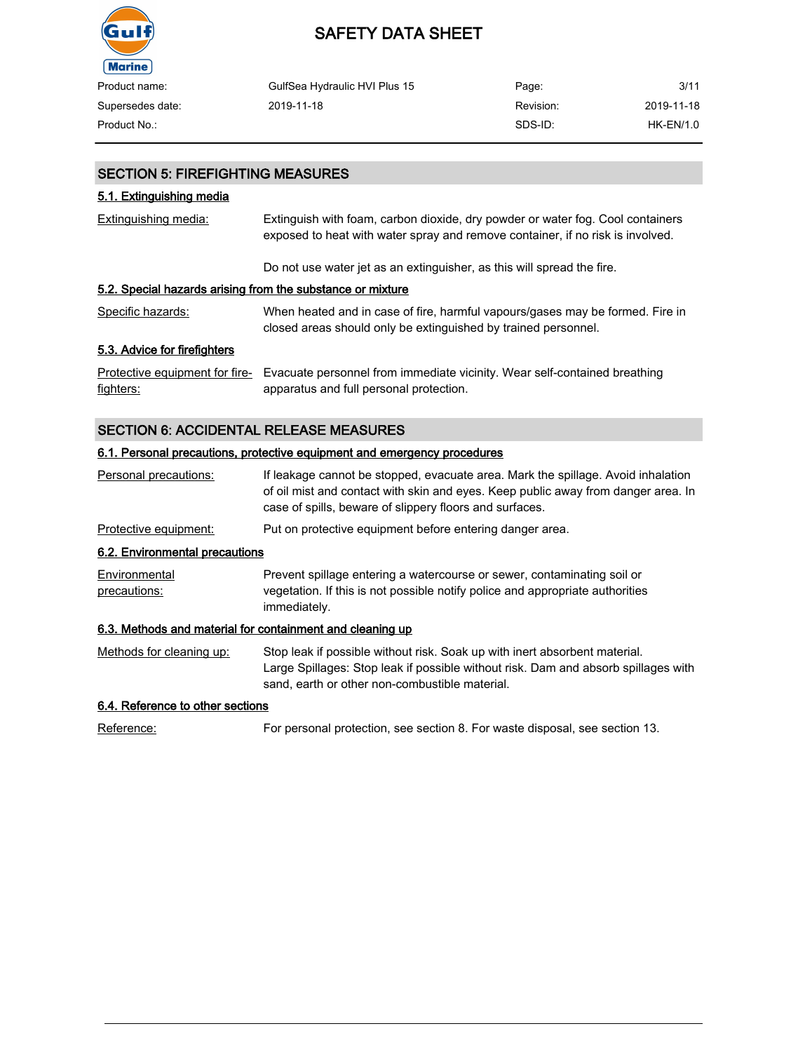## SECTION 5: FIREFIGHTING MEASURES

### 5.1. Extinguishing media

Extinguishing media: Extinguish with foam, carbon dioxide, dry powder or water fog. Cool containers exposed to heat with water spray and remove container, if no risk is involved.

Do not use water jet as an extinguisher, as this will spread the fire.

### 5.2. Special hazards arising from the substance or mixture

Specific hazards: When heated and in case of fire, harmful vapours/gases may be formed. Fire in closed areas should only be extinguished by trained personnel.

### 5.3. Advice for firefighters

Protective equipment for fire-fighters: Evacuate personnel from immediate vicinity. Wear self-contained breathing apparatus and full personal protection.

## SECTION 6: ACCIDENTAL RELEASE MEASURES

### 6.1. Personal precautions, protective equipment and emergency procedures

Personal precautions: If leakage cannot be stopped, evacuate area. Mark the spillage. Avoid inhalation of oil mist and contact with skin and eyes. Keep public away from danger area. In case of spills, beware of slippery floors and surfaces.

Protective equipment: Put on protective equipment before entering danger area.

### 6.2. Environmental precautions

Environmental precautions: Prevent spillage entering a watercourse or sewer, contaminating soil or vegetation. If this is not possible notify police and appropriate authorities immediately.

### 6.3. Methods and material for containment and cleaning up

Methods for cleaning up: Stop leak if possible without risk. Soak up with inert absorbent material. Large Spillages: Stop leak if possible without risk. Dam and absorb spillages with sand, earth or other non-combustible material.

### 6.4. Reference to other sections

Reference: For personal protection, see section 8. For waste disposal, see section 13.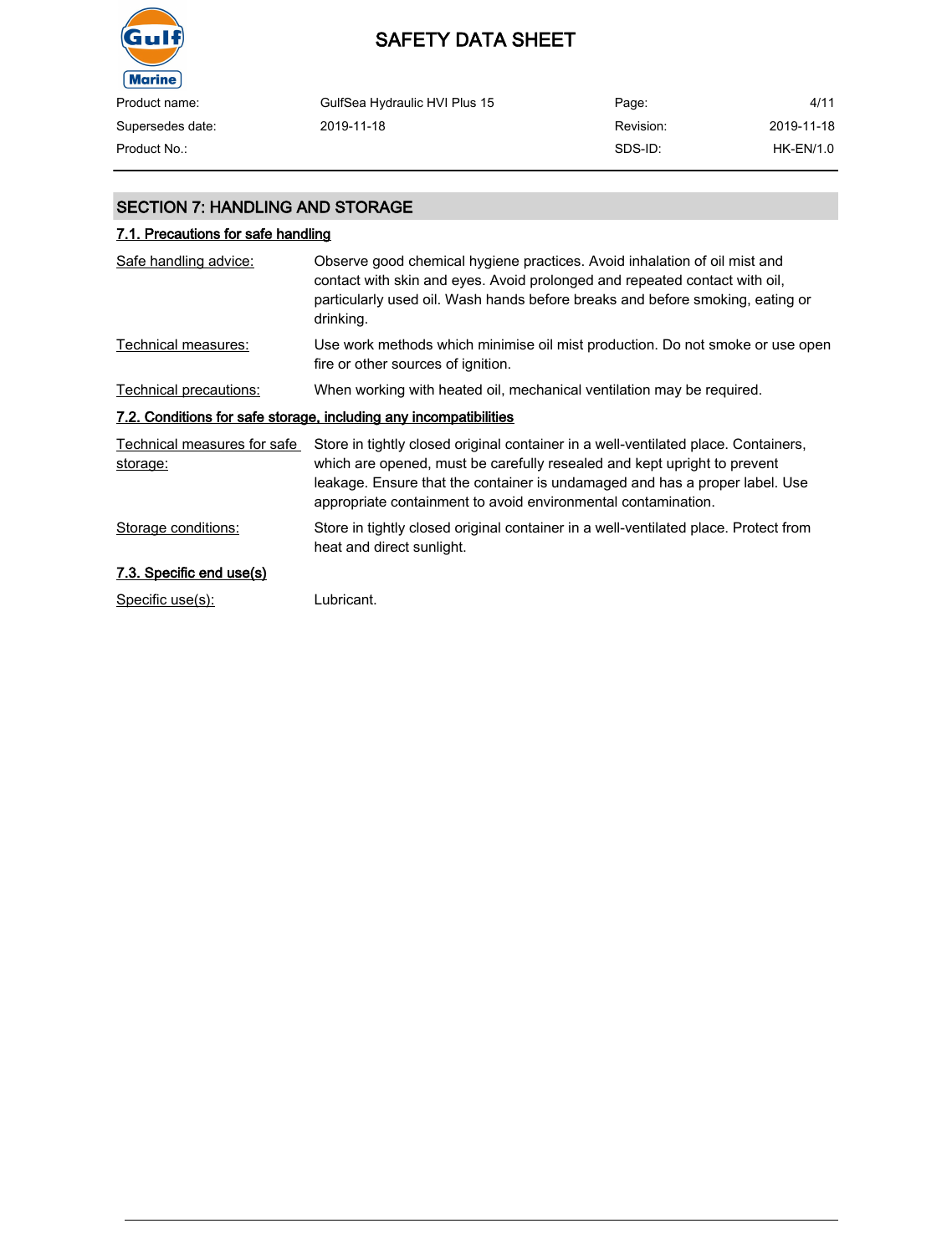## SECTION 7: HANDLING AND STORAGE

### 7.1. Precautions for safe handling

Safe handling advice: Observe good chemical hygiene practices. Avoid inhalation of oil mist and contact with skin and eyes. Avoid prolonged and repeated contact with oil, particularly used oil. Wash hands before breaks and before smoking, eating or drinking.

Technical measures: Use work methods which minimise oil mist production. Do not smoke or use open fire or other sources of ignition.

Technical precautions: When working with heated oil, mechanical ventilation may be required.

### 7.2. Conditions for safe storage, including any incompatibilities

Technical measures for safe storage: Store in tightly closed original container in a well-ventilated place. Containers, which are opened, must be carefully resealed and kept upright to prevent leakage. Ensure that the container is undamaged and has a proper label. Use appropriate containment to avoid environmental contamination.

Storage conditions: Store in tightly closed original container in a well-ventilated place. Protect from heat and direct sunlight.

### 7.3. Specific end use(s)

Specific use(s): Lubricant.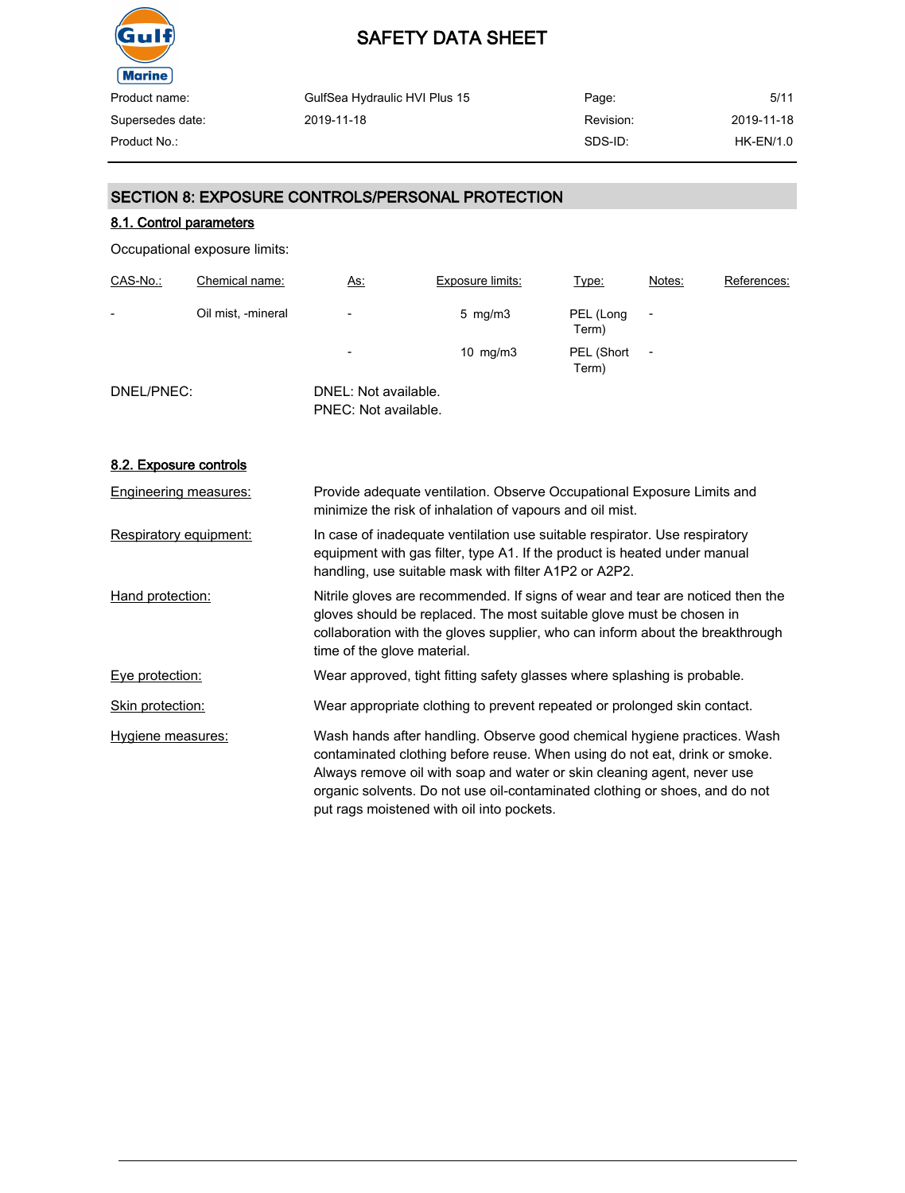## SECTION 8: EXPOSURE CONTROLS/PERSONAL PROTECTION

### 8.1. Control parameters

Occupational exposure limits:

| CAS-No.: | Chemical name: | As: | Exposure limits: | Type: | Notes: | References: |
|---|---|---|---|---|---|---|
| - | Oil mist, -mineral | - | 5 mg/m3 | PEL (Long Term) | - | |
| | | - | 10 mg/m3 | PEL (Short Term) | - | |

DNEL/PNEC: DNEL: Not available.
PNEC: Not available.

### 8.2. Exposure controls

**Engineering measures:** Provide adequate ventilation. Observe Occupational Exposure Limits and minimize the risk of inhalation of vapours and oil mist.

**Respiratory equipment:** In case of inadequate ventilation use suitable respirator. Use respiratory equipment with gas filter, type A1. If the product is heated under manual handling, use suitable mask with filter A1P2 or A2P2.

**Hand protection:** Nitrile gloves are recommended. If signs of wear and tear are noticed then the gloves should be replaced. The most suitable glove must be chosen in collaboration with the gloves supplier, who can inform about the breakthrough time of the glove material.

**Eye protection:** Wear approved, tight fitting safety glasses where splashing is probable.

**Skin protection:** Wear appropriate clothing to prevent repeated or prolonged skin contact.

**Hygiene measures:** Wash hands after handling. Observe good chemical hygiene practices. Wash contaminated clothing before reuse. When using do not eat, drink or smoke. Always remove oil with soap and water or skin cleaning agent, never use organic solvents. Do not use oil-contaminated clothing or shoes, and do not put rags moistened with oil into pockets.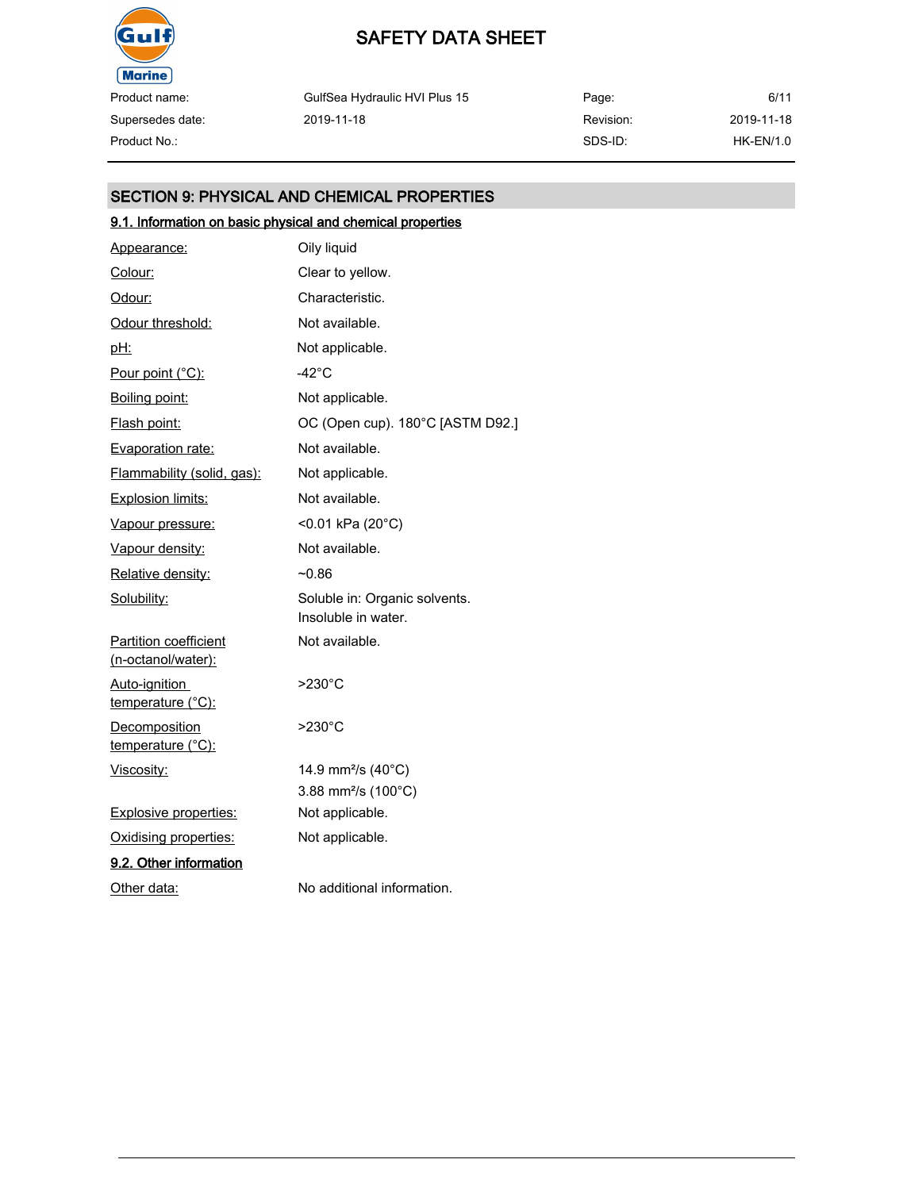## SECTION 9: PHYSICAL AND CHEMICAL PROPERTIES

### 9.1. Information on basic physical and chemical properties

| | |
|---|---|
| Appearance: | Oily liquid |
| Colour: | Clear to yellow. |
| Odour: | Characteristic. |
| Odour threshold: | Not available. |
| pH: | Not applicable. |
| Pour point (°C): | -42°C |
| Boiling point: | Not applicable. |
| Flash point: | OC (Open cup). 180°C [ASTM D92.] |
| Evaporation rate: | Not available. |
| Flammability (solid, gas): | Not applicable. |
| Explosion limits: | Not available. |
| Vapour pressure: | <0.01 kPa (20°C) |
| Vapour density: | Not available. |
| Relative density: | ~0.86 |
| Solubility: | Soluble in: Organic solvents. Insoluble in water. |
| Partition coefficient (n-octanol/water): | Not available. |
| Auto-ignition temperature (°C): | >230°C |
| Decomposition temperature (°C): | >230°C |
| Viscosity: | 14.9 $mm^2/s$ (40°C) 3.88 $mm^2/s$ (100°C) |
| Explosive properties: | Not applicable. |
| Oxidising properties: | Not applicable. |

### 9.2. Other information

| | |
|---|---|
| Other data: | No additional information. |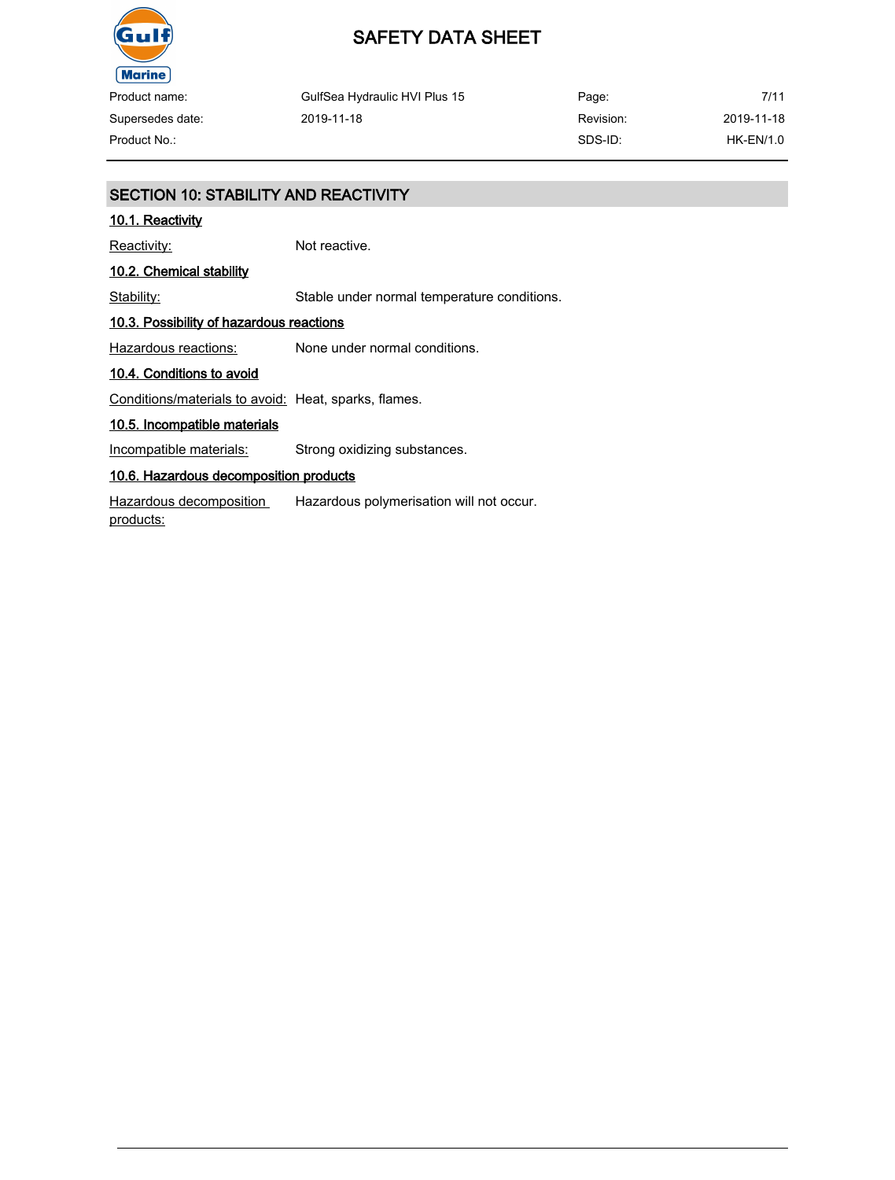## SECTION 10: STABILITY AND REACTIVITY

### 10.1. Reactivity

Reactivity: Not reactive.

### 10.2. Chemical stability

Stability: Stable under normal temperature conditions.

### 10.3. Possibility of hazardous reactions

Hazardous reactions: None under normal conditions.

### 10.4. Conditions to avoid

Conditions/materials to avoid: Heat, sparks, flames.

### 10.5. Incompatible materials

Incompatible materials: Strong oxidizing substances.

### 10.6. Hazardous decomposition products

Hazardous decomposition products: Hazardous polymerisation will not occur.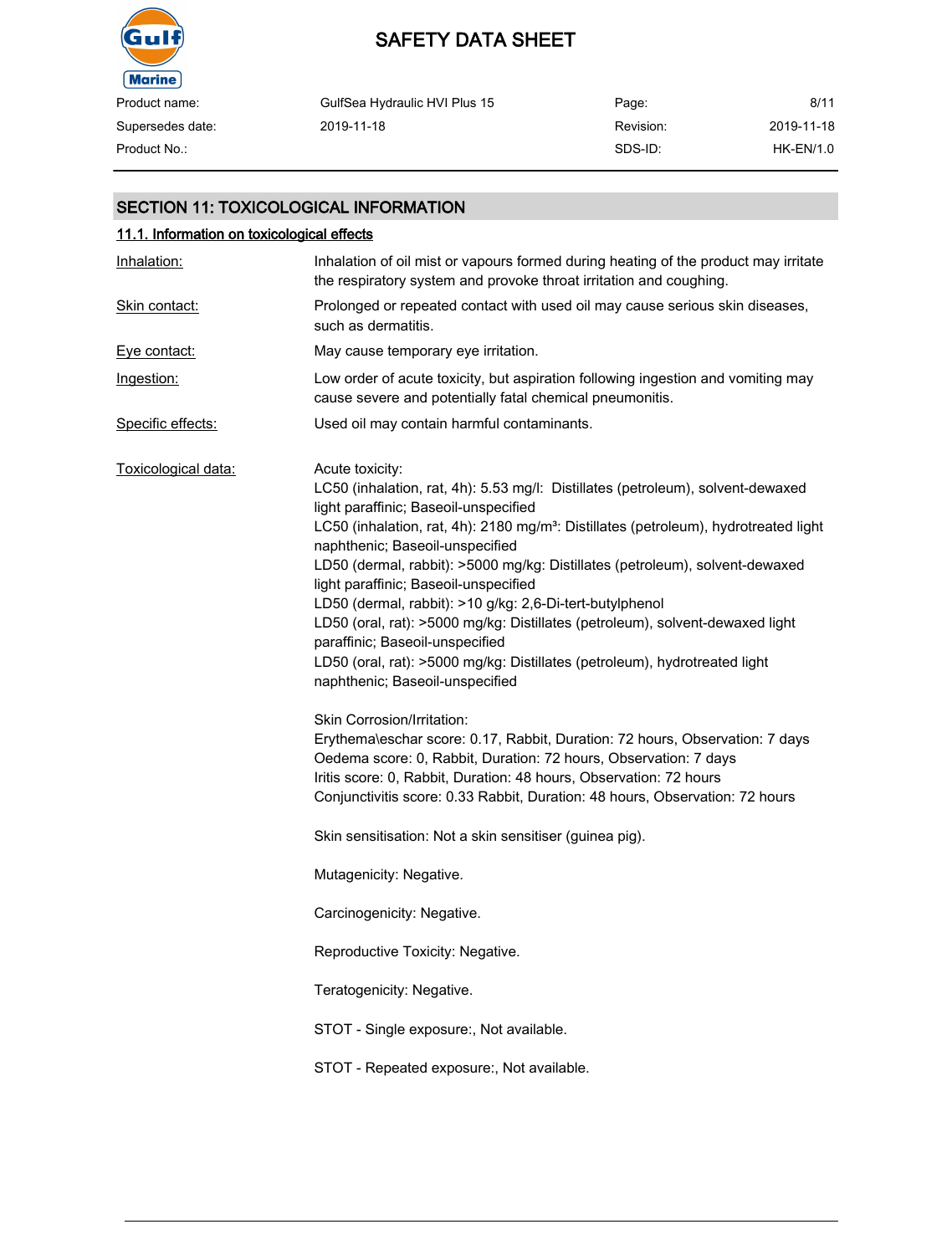## SECTION 11: TOXICOLOGICAL INFORMATION

### 11.1. Information on toxicological effects

**Inhalation:** Inhalation of oil mist or vapours formed during heating of the product may irritate the respiratory system and provoke throat irritation and coughing.

**Skin contact:** Prolonged or repeated contact with used oil may cause serious skin diseases, such as dermatitis.

**Eye contact:** May cause temporary eye irritation.

**Ingestion:** Low order of acute toxicity, but aspiration following ingestion and vomiting may cause severe and potentially fatal chemical pneumonitis.

**Specific effects:** Used oil may contain harmful contaminants.

**Toxicological data:**

Acute toxicity:
LC50 (inhalation, rat, 4h): 5.53 mg/l: Distillates (petroleum), solvent-dewaxed light paraffinic; Baseoil-unspecified
LC50 (inhalation, rat, 4h): 2180 mg/m³: Distillates (petroleum), hydrotreated light naphthenic; Baseoil-unspecified
LD50 (dermal, rabbit): >5000 mg/kg: Distillates (petroleum), solvent-dewaxed light paraffinic; Baseoil-unspecified
LD50 (dermal, rabbit): >10 g/kg: 2,6-Di-tert-butylphenol
LD50 (oral, rat): >5000 mg/kg: Distillates (petroleum), solvent-dewaxed light paraffinic; Baseoil-unspecified
LD50 (oral, rat): >5000 mg/kg: Distillates (petroleum), hydrotreated light naphthenic; Baseoil-unspecified

Skin Corrosion/Irritation:
Erythema\eschar score: 0.17, Rabbit, Duration: 72 hours, Observation: 7 days
Oedema score: 0, Rabbit, Duration: 72 hours, Observation: 7 days
Iritis score: 0, Rabbit, Duration: 48 hours, Observation: 72 hours
Conjunctivitis score: 0.33 Rabbit, Duration: 48 hours, Observation: 72 hours

Skin sensitisation: Not a skin sensitiser (guinea pig).

Mutagenicity: Negative.

Carcinogenicity: Negative.

Reproductive Toxicity: Negative.

Teratogenicity: Negative.

STOT - Single exposure:, Not available.

STOT - Repeated exposure:, Not available.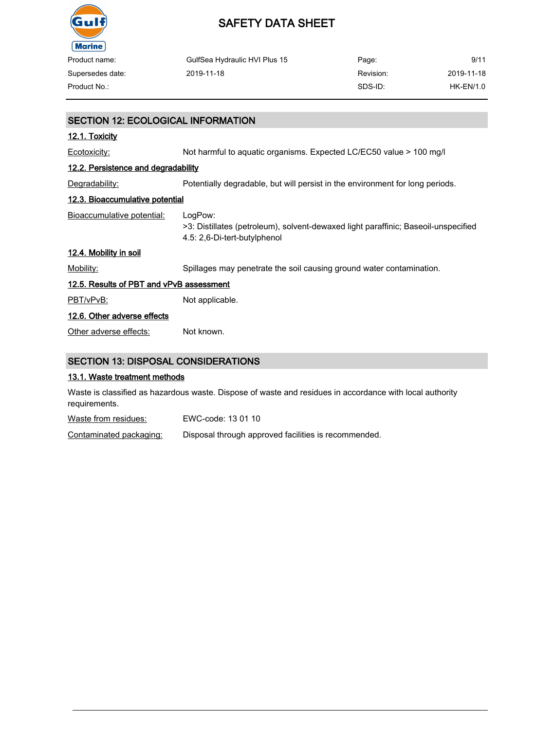## SECTION 12: ECOLOGICAL INFORMATION

### 12.1. Toxicity

Ecotoxicity: Not harmful to aquatic organisms. Expected LC/EC50 value > 100 mg/l

### 12.2. Persistence and degradability

Degradability: Potentially degradable, but will persist in the environment for long periods.

### 12.3. Bioaccumulative potential

Bioaccumulative potential: LogPow:
>3: Distillates (petroleum), solvent-dewaxed light paraffinic; Baseoil-unspecified
4.5: 2,6-Di-tert-butylphenol

### 12.4. Mobility in soil

Mobility: Spillages may penetrate the soil causing ground water contamination.

### 12.5. Results of PBT and vPvB assessment

PBT/vPvB: Not applicable.

### 12.6. Other adverse effects

Other adverse effects: Not known.

## SECTION 13: DISPOSAL CONSIDERATIONS

### 13.1. Waste treatment methods

Waste is classified as hazardous waste. Dispose of waste and residues in accordance with local authority requirements.

Waste from residues: EWC-code: 13 01 10

Contaminated packaging: Disposal through approved facilities is recommended.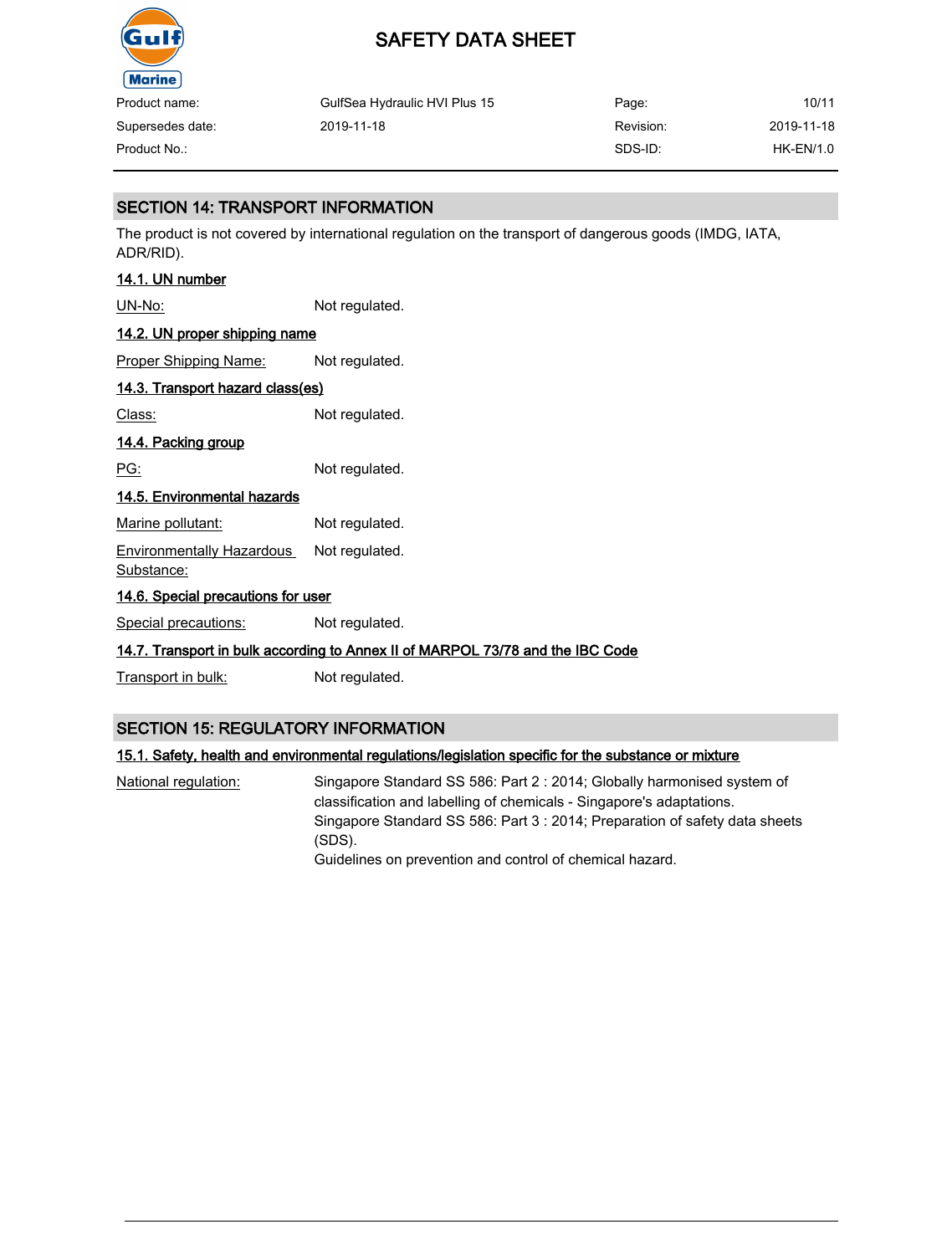## SECTION 14: TRANSPORT INFORMATION

The product is not covered by international regulation on the transport of dangerous goods (IMDG, IATA, ADR/RID).

### 14.1. UN number

UN-No: Not regulated.

### 14.2. UN proper shipping name

Proper Shipping Name: Not regulated.

### 14.3. Transport hazard class(es)

Class: Not regulated.

### 14.4. Packing group

PG: Not regulated.

### 14.5. Environmental hazards

Marine pollutant: Not regulated.

Environmentally Hazardous Substance: Not regulated.

### 14.6. Special precautions for user

Special precautions: Not regulated.

### 14.7. Transport in bulk according to Annex II of MARPOL 73/78 and the IBC Code

Transport in bulk: Not regulated.

## SECTION 15: REGULATORY INFORMATION

### 15.1. Safety, health and environmental regulations/legislation specific for the substance or mixture

National regulation: Singapore Standard SS 586: Part 2 : 2014; Globally harmonised system of classification and labelling of chemicals - Singapore's adaptations.
Singapore Standard SS 586: Part 3 : 2014; Preparation of safety data sheets (SDS).
Guidelines on prevention and control of chemical hazard.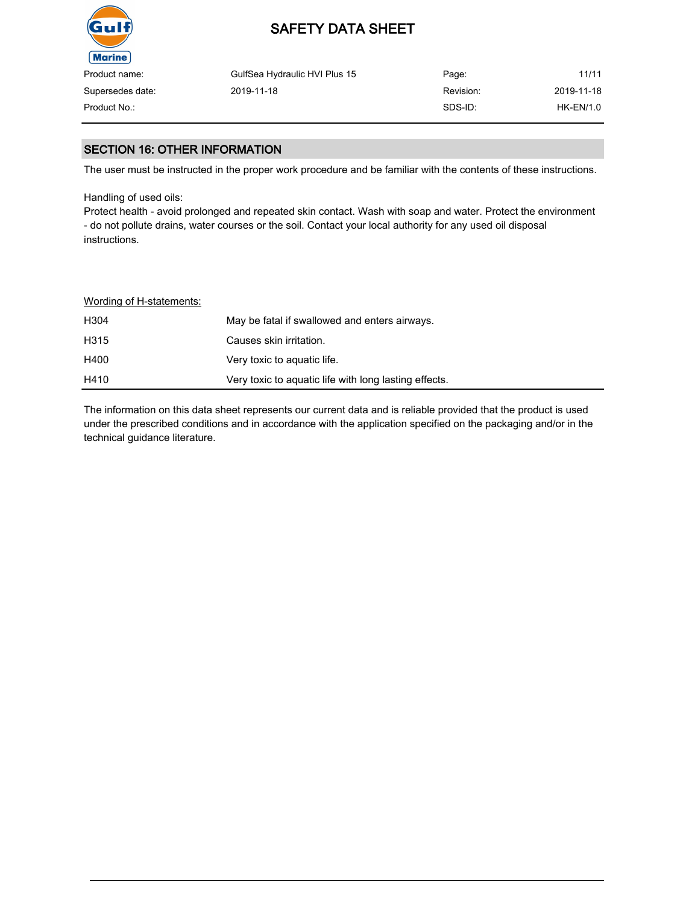## SECTION 16: OTHER INFORMATION

The user must be instructed in the proper work procedure and be familiar with the contents of these instructions.

Handling of used oils:
Protect health - avoid prolonged and repeated skin contact. Wash with soap and water. Protect the environment - do not pollute drains, water courses or the soil. Contact your local authority for any used oil disposal instructions.

Wording of H-statements:

| | |
|---|---|
| H304 | May be fatal if swallowed and enters airways. |
| H315 | Causes skin irritation. |
| H400 | Very toxic to aquatic life. |
| H410 | Very toxic to aquatic life with long lasting effects. |

The information on this data sheet represents our current data and is reliable provided that the product is used under the prescribed conditions and in accordance with the application specified on the packaging and/or in the technical guidance literature.